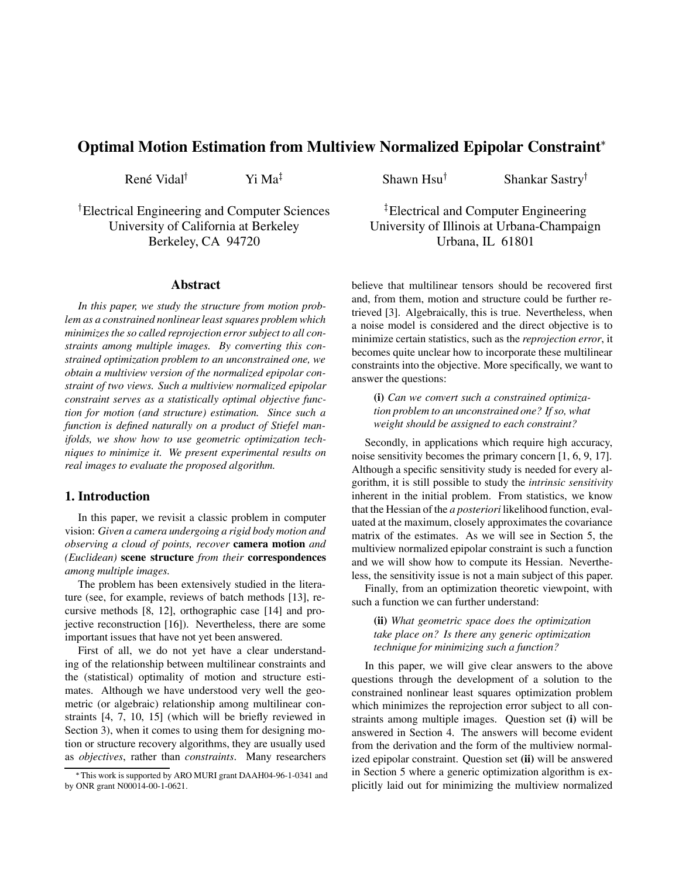# Optimal Motion Estimation from Multiview Normalized Epipolar Constraint*

René Vidal[†] Yi Ma[‡] Shawn Hsu[†] Shankar Sastry[†]

[†]Electrical Engineering and Computer Sciences
University of California at Berkeley
Berkeley, CA 94720

[‡]Electrical and Computer Engineering
University of Illinois at Urbana-Champaign
Urbana, IL 61801

## Abstract

*In this paper, we study the structure from motion problem as a constrained nonlinear least squares problem which minimizes the so called reprojection error subject to all constraints among multiple images. By converting this constrained optimization problem to an unconstrained one, we obtain a multiview version of the normalized epipolar constraint of two views. Such a multiview normalized epipolar constraint serves as a statistically optimal objective function for motion (and structure) estimation. Since such a function is defined naturally on a product of Stiefel manifolds, we show how to use geometric optimization techniques to minimize it. We present experimental results on real images to evaluate the proposed algorithm.*

## 1. Introduction

In this paper, we revisit a classic problem in computer vision: *Given a camera undergoing a rigid body motion and observing a cloud of points, recover* **camera motion** *and (Euclidean)* **scene structure** *from their* **correspondences** *among multiple images.*

The problem has been extensively studied in the literature (see, for example, reviews of batch methods [13], recursive methods [8, 12], orthographic case [14] and projective reconstruction [16]). Nevertheless, there are some important issues that have not yet been answered.

First of all, we do not yet have a clear understanding of the relationship between multilinear constraints and the (statistical) optimality of motion and structure estimates. Although we have understood very well the geometric (or algebraic) relationship among multilinear constraints [4, 7, 10, 15] (which will be briefly reviewed in Section 3), when it comes to using them for designing motion or structure recovery algorithms, they are usually used as *objectives*, rather than *constraints*. Many researchers believe that multilinear tensors should be recovered first and, from them, motion and structure could be further retrieved [3]. Algebraically, this is true. Nevertheless, when a noise model is considered and the direct objective is to minimize certain statistics, such as the *reprojection error*, it becomes quite unclear how to incorporate these multilinear constraints into the objective. More specifically, we want to answer the questions:

> **(i)** *Can we convert such a constrained optimization problem to an unconstrained one? If so, what weight should be assigned to each constraint?*

Secondly, in applications which require high accuracy, noise sensitivity becomes the primary concern [1, 6, 9, 17]. Although a specific sensitivity study is needed for every algorithm, it is still possible to study the *intrinsic sensitivity* inherent in the initial problem. From statistics, we know that the Hessian of the *a posteriori* likelihood function, evaluated at the maximum, closely approximates the covariance matrix of the estimates. As we will see in Section 5, the multiview normalized epipolar constraint is such a function and we will show how to compute its Hessian. Nevertheless, the sensitivity issue is not a main subject of this paper.

Finally, from an optimization theoretic viewpoint, with such a function we can further understand:

> **(ii)** *What geometric space does the optimization take place on? Is there any generic optimization technique for minimizing such a function?*

In this paper, we will give clear answers to the above questions through the development of a solution to the constrained nonlinear least squares optimization problem which minimizes the reprojection error subject to all constraints among multiple images. Question set **(i)** will be answered in Section 4. The answers will become evident from the derivation and the form of the multiview normalized epipolar constraint. Question set **(ii)** will be answered in Section 5 where a generic optimization algorithm is explicitly laid out for minimizing the multiview normalized

*This work is supported by ARO MURI grant DAAH04-96-1-0341 and by ONR grant N00014-00-1-0621.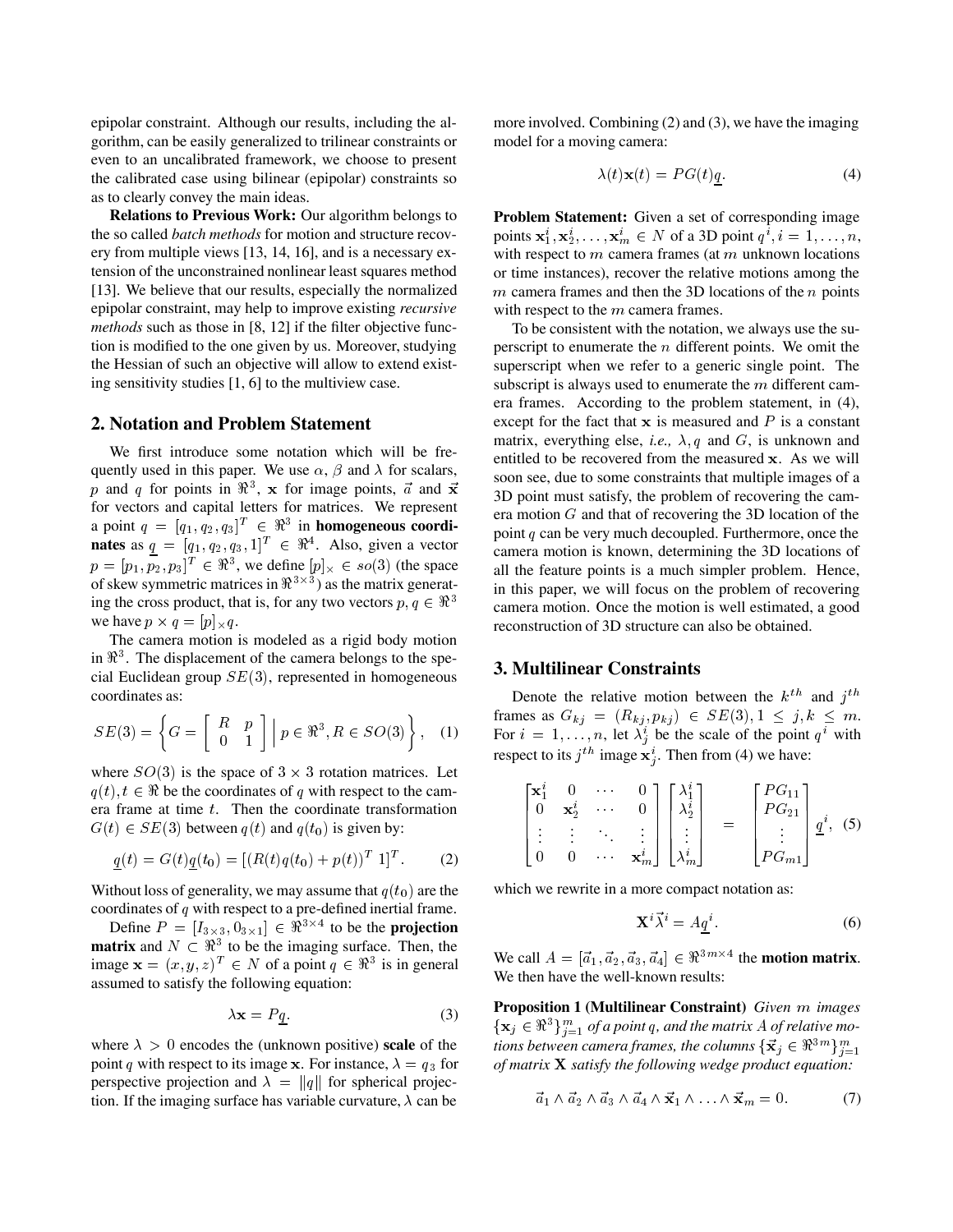epipolar constraint. Although our results, including the algorithm, can be easily generalized to trilinear constraints or even to an uncalibrated framework, we choose to present the calibrated case using bilinear (epipolar) constraints so as to clearly convey the main ideas.

**Relations to Previous Work:** Our algorithm belongs to the so called *batch methods* for motion and structure recovery from multiple views [13, 14, 16], and is a necessary extension of the unconstrained nonlinear least squares method [13]. We believe that our results, especially the normalized epipolar constraint, may help to improve existing *recursive methods* such as those in [8, 12] if the filter objective function is modified to the one given by us. Moreover, studying the Hessian of such an objective will allow to extend existing sensitivity studies [1, 6] to the multiview case.

## 2. Notation and Problem Statement

We first introduce some notation which will be frequently used in this paper. We use $\alpha$, $\beta$ and $\lambda$ for scalars, $p$ and $q$ for points in $\Re^3$, $\mathbf{x}$ for image points, $\vec{a}$ and $\vec{\mathbf{x}}$ for vectors and capital letters for matrices. We represent a point $q = [q_1, q_2, q_3]^T \in \Re^3$ in **homogeneous coordinates** as $\underline{q} = [q_1, q_2, q_3, 1]^T \in \Re^4$. Also, given a vector $p = [p_1, p_2, p_3]^T \in \Re^3$, we define $[p]_\times \in so(3)$ (the space of skew symmetric matrices in $\Re^{3\times3}$) as the matrix generating the cross product, that is, for any two vectors $p, q \in \Re^3$ we have $p \times q = [p]_\times q$.

The camera motion is modeled as a rigid body motion in $\Re^3$. The displacement of the camera belongs to the special Euclidean group $SE(3)$, represented in homogeneous coordinates as:

$$SE(3) = \left\{ G = \begin{bmatrix} R & p \\ 0 & 1 \end{bmatrix} \,\Big|\, p \in \Re^3, R \in SO(3) \right\}, \quad (1)$$

where $SO(3)$ is the space of $3 \times 3$ rotation matrices. Let $q(t), t \in \Re$ be the coordinates of $q$ with respect to the camera frame at time $t$. Then the coordinate transformation $G(t) \in SE(3)$ between $q(t)$ and $q(t_0)$ is given by:

$$\underline{q}(t) = G(t)\underline{q}(t_0) = [(R(t)q(t_0) + p(t))^T \; 1]^T. \quad (2)$$

Without loss of generality, we may assume that $q(t_0)$ are the coordinates of $q$ with respect to a pre-defined inertial frame.

Define $P = [I_{3\times3}, 0_{3\times1}] \in \Re^{3\times4}$ to be the **projection matrix** and $N \subset \Re^3$ to be the imaging surface. Then, the image $\mathbf{x} = (x, y, z)^T \in N$ of a point $q \in \Re^3$ is in general assumed to satisfy the following equation:

$$\lambda \mathbf{x} = P\underline{q}. \quad (3)$$

where $\lambda > 0$ encodes the (unknown positive) **scale** of the point $q$ with respect to its image $\mathbf{x}$. For instance, $\lambda = q_3$ for perspective projection and $\lambda = \|q\|$ for spherical projection. If the imaging surface has variable curvature, $\lambda$ can be more involved. Combining (2) and (3), we have the imaging model for a moving camera:

$$\lambda(t)\mathbf{x}(t) = PG(t)\underline{q}. \quad (4)$$

**Problem Statement:** Given a set of corresponding image points $\mathbf{x}_1^i, \mathbf{x}_2^i, \ldots, \mathbf{x}_m^i \in N$ of a 3D point $q^i, i = 1, \ldots, n$, with respect to $m$ camera frames (at $m$ unknown locations or time instances), recover the relative motions among the $m$ camera frames and then the 3D locations of the $n$ points with respect to the $m$ camera frames.

To be consistent with the notation, we always use the superscript to enumerate the $n$ different points. We omit the superscript when we refer to a generic single point. The subscript is always used to enumerate the $m$ different camera frames. According to the problem statement, in (4), except for the fact that $\mathbf{x}$ is measured and $P$ is a constant matrix, everything else, *i.e.,* $\lambda, q$ and $G$, is unknown and entitled to be recovered from the measured $\mathbf{x}$. As we will soon see, due to some constraints that multiple images of a 3D point must satisfy, the problem of recovering the camera motion $G$ and that of recovering the 3D location of the point $q$ can be very much decoupled. Furthermore, once the camera motion is known, determining the 3D locations of all the feature points is a much simpler problem. Hence, in this paper, we will focus on the problem of recovering camera motion. Once the motion is well estimated, a good reconstruction of 3D structure can also be obtained.

## 3. Multilinear Constraints

Denote the relative motion between the $k^{th}$ and $j^{th}$ frames as $G_{kj} = (R_{kj}, p_{kj}) \in SE(3), 1 \leq j, k \leq m$. For $i = 1, \ldots, n$, let $\lambda_j^i$ be the scale of the point $q^i$ with respect to its $j^{th}$ image $\mathbf{x}_j^i$. Then from (4) we have:

$$\begin{bmatrix} \mathbf{x}_1^i & 0 & \cdots & 0 \\ 0 & \mathbf{x}_2^i & \cdots & 0 \\ \vdots & \vdots & \ddots & \vdots \\ 0 & 0 & \cdots & \mathbf{x}_m^i \end{bmatrix} \begin{bmatrix} \lambda_1^i \\ \lambda_2^i \\ \vdots \\ \lambda_m^i \end{bmatrix} = \begin{bmatrix} PG_{11} \\ PG_{21} \\ \vdots \\ PG_{m1} \end{bmatrix} \underline{q}^i, \quad (5)$$

which we rewrite in a more compact notation as:

$$\mathbf{X}^i \vec{\lambda}^i = A\underline{q}^i. \quad (6)$$

We call $A = [\vec{a}_1, \vec{a}_2, \vec{a}_3, \vec{a}_4] \in \Re^{3m\times4}$ the **motion matrix**. We then have the well-known results:

**Proposition 1 (Multilinear Constraint)** *Given $m$ images $\{\mathbf{x}_j \in \Re^3\}_{j=1}^m$ of a point $q$, and the matrix $A$ of relative motions between camera frames, the columns $\{\vec{\mathbf{x}}_j \in \Re^{3m}\}_{j=1}^m$ of matrix $\mathbf{X}$ satisfy the following wedge product equation:*

$$\vec{a}_1 \wedge \vec{a}_2 \wedge \vec{a}_3 \wedge \vec{a}_4 \wedge \vec{\mathbf{x}}_1 \wedge \ldots \wedge \vec{\mathbf{x}}_m = 0. \quad (7)$$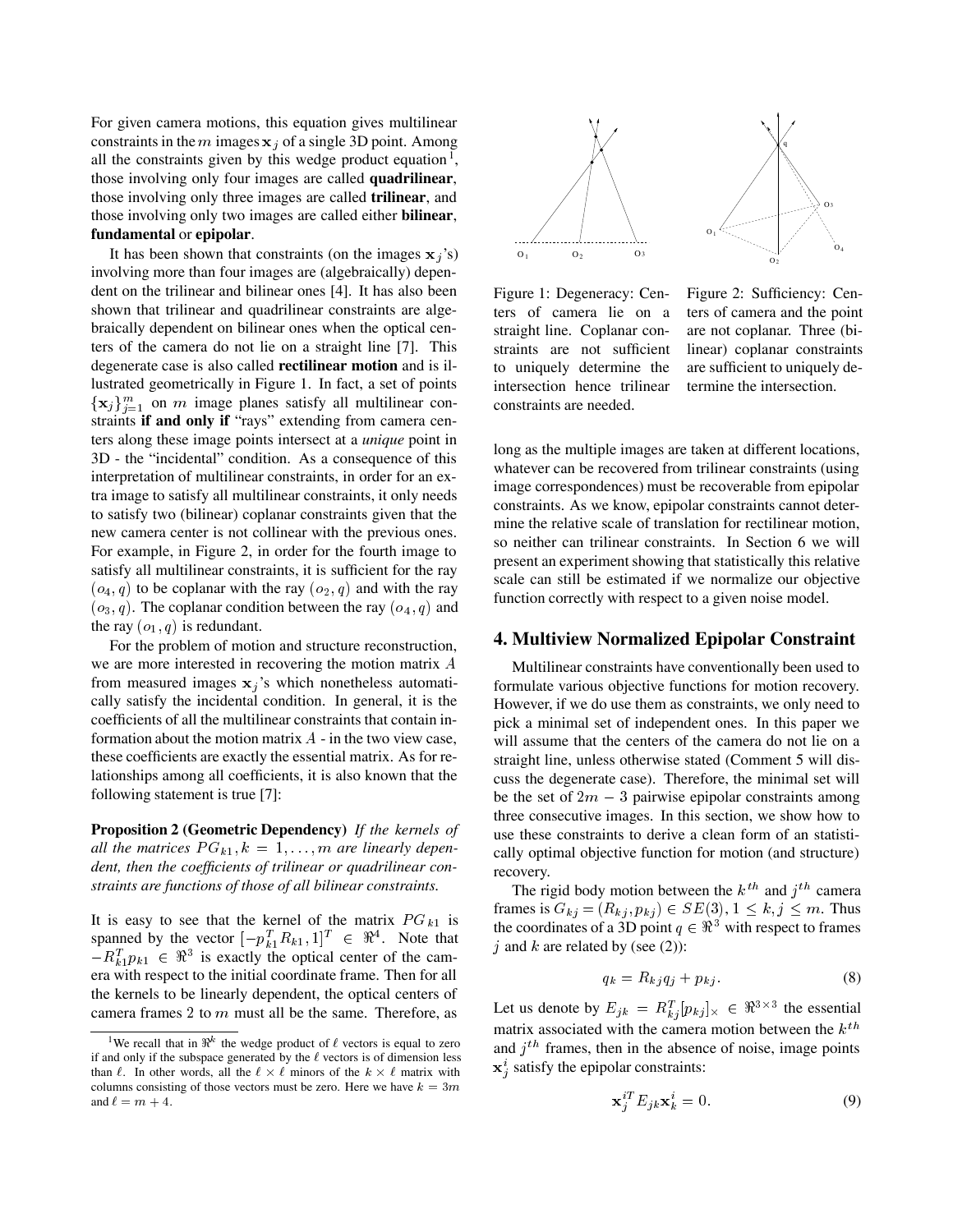For given camera motions, this equation gives multilinear constraints in the $m$ images $\mathbf{x}_j$ of a single 3D point. Among all the constraints given by this wedge product equation [1], those involving only four images are called **quadrilinear**, those involving only three images are called **trilinear**, and those involving only two images are called either **bilinear**, **fundamental** or **epipolar**.

It has been shown that constraints (on the images $\mathbf{x}_j$'s) involving more than four images are (algebraically) dependent on the trilinear and bilinear ones [4]. It has also been shown that trilinear and quadrilinear constraints are algebraically dependent on bilinear ones when the optical centers of the camera do not lie on a straight line [7]. This degenerate case is also called **rectilinear motion** and is illustrated geometrically in Figure 1. In fact, a set of points $\{\mathbf{x}_j\}_{j=1}^m$ on $m$ image planes satisfy all multilinear constraints **if and only if** "rays" extending from camera centers along these image points intersect at a *unique* point in 3D - the "incidental" condition. As a consequence of this interpretation of multilinear constraints, in order for an extra image to satisfy all multilinear constraints, it only needs to satisfy two (bilinear) coplanar constraints given that the new camera center is not collinear with the previous ones. For example, in Figure 2, in order for the fourth image to satisfy all multilinear constraints, it is sufficient for the ray $(o_4, q)$ to be coplanar with the ray $(o_2, q)$ and with the ray $(o_3, q)$. The coplanar condition between the ray $(o_4, q)$ and the ray $(o_1, q)$ is redundant.

For the problem of motion and structure reconstruction, we are more interested in recovering the motion matrix $A$ from measured images $\mathbf{x}_j$'s which nonetheless automatically satisfy the incidental condition. In general, it is the coefficients of all the multilinear constraints that contain information about the motion matrix $A$ - in the two view case, these coefficients are exactly the essential matrix. As for relationships among all coefficients, it is also known that the following statement is true [7]:

**Proposition 2 (Geometric Dependency)** *If the kernels of all the matrices $PG_{k1}, k = 1, \ldots, m$ are linearly dependent, then the coefficients of trilinear or quadrilinear constraints are functions of those of all bilinear constraints.*

It is easy to see that the kernel of the matrix $PG_{k1}$ is spanned by the vector $[-p_{k1}^T R_{k1}, 1]^T \in \Re^4$. Note that $-R_{k1}^T p_{k1} \in \Re^3$ is exactly the optical center of the camera with respect to the initial coordinate frame. Then for all the kernels to be linearly dependent, the optical centers of camera frames 2 to $m$ must all be the same. Therefore, as long as the multiple images are taken at different locations, whatever can be recovered from trilinear constraints (using image correspondences) must be recoverable from epipolar constraints. As we know, epipolar constraints cannot determine the relative scale of translation for rectilinear motion, so neither can trilinear constraints. In Section 6 we will present an experiment showing that statistically this relative scale can still be estimated if we normalize our objective function correctly with respect to a given noise model.

Figure 1: Degeneracy: Centers of camera lie on a straight line. Coplanar constraints are not sufficient to uniquely determine the intersection hence trilinear constraints are needed.

Figure 2: Sufficiency: Centers of camera and the point are not coplanar. Three (bilinear) coplanar constraints are sufficient to uniquely determine the intersection.

[1] We recall that in $\Re^k$ the wedge product of $\ell$ vectors is equal to zero if and only if the subspace generated by the $\ell$ vectors is of dimension less than $\ell$. In other words, all the $\ell \times \ell$ minors of the $k \times \ell$ matrix with columns consisting of those vectors must be zero. Here we have $k = 3m$ and $\ell = m + 4$.

## 4. Multiview Normalized Epipolar Constraint

Multilinear constraints have conventionally been used to formulate various objective functions for motion recovery. However, if we do use them as constraints, we only need to pick a minimal set of independent ones. In this paper we will assume that the centers of the camera do not lie on a straight line, unless otherwise stated (Comment 5 will discuss the degenerate case). Therefore, the minimal set will be the set of $2m - 3$ pairwise epipolar constraints among three consecutive images. In this section, we show how to use these constraints to derive a clean form of an statistically optimal objective function for motion (and structure) recovery.

The rigid body motion between the $k^{th}$ and $j^{th}$ camera frames is $G_{kj} = (R_{kj}, p_{kj}) \in SE(3), 1 \leq k, j \leq m$. Thus the coordinates of a 3D point $q \in \Re^3$ with respect to frames $j$ and $k$ are related by (see (2)):

$$q_k = R_{kj} q_j + p_{kj}. \tag{8}$$

Let us denote by $E_{jk} = R_{kj}^T [p_{kj}]_\times \in \Re^{3\times 3}$ the essential matrix associated with the camera motion between the $k^{th}$ and $j^{th}$ frames, then in the absence of noise, image points $\mathbf{x}_j^i$ satisfy the epipolar constraints:

$$\mathbf{x}_j^{iT} E_{jk} \mathbf{x}_k^i = 0. \tag{9}$$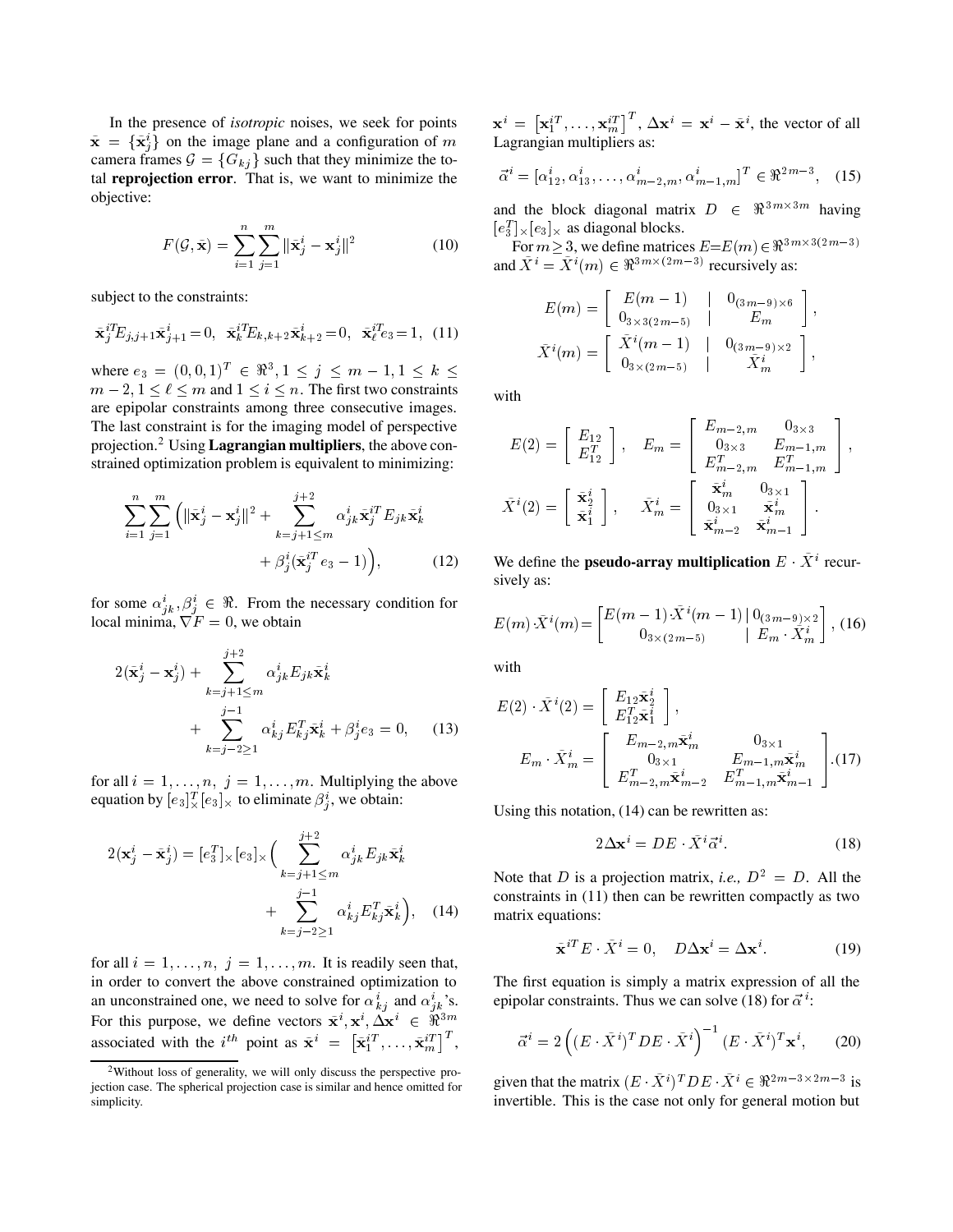In the presence of *isotropic* noises, we seek for points $\bar{\mathbf{x}} = \{\bar{\mathbf{x}}_j^i\}$ on the image plane and a configuration of $m$ camera frames $\mathcal{G} = \{G_{kj}\}$ such that they minimize the total **reprojection error**. That is, we want to minimize the objective:

$$F(\mathcal{G}, \bar{\mathbf{x}}) = \sum_{i=1}^{n} \sum_{j=1}^{m} \|\bar{\mathbf{x}}_j^i - \mathbf{x}_j^i\|^2 \tag{10}$$

subject to the constraints:

$$\bar{\mathbf{x}}_j^{iT} E_{j,j+1} \bar{\mathbf{x}}_{j+1}^i = 0, \;\; \bar{\mathbf{x}}_k^{iT} E_{k,k+2} \bar{\mathbf{x}}_{k+2}^i = 0, \;\; \bar{\mathbf{x}}_\ell^{iT} e_3 = 1, \tag{11}$$

where $e_3 = (0,0,1)^T \in \Re^3, 1 \leq j \leq m-1, 1 \leq k \leq m-2, 1 \leq \ell \leq m$ and $1 \leq i \leq n$. The first two constraints are epipolar constraints among three consecutive images. The last constraint is for the imaging model of perspective projection.[2] Using **Lagrangian multipliers**, the above constrained optimization problem is equivalent to minimizing:

$$\sum_{i=1}^{n} \sum_{j=1}^{m} \Big( \|\bar{\mathbf{x}}_j^i - \mathbf{x}_j^i\|^2 + \sum_{k=j+1 \leq m}^{j+2} \alpha_{jk}^i \bar{\mathbf{x}}_j^{iT} E_{jk} \bar{\mathbf{x}}_k^i + \beta_j^i (\bar{\mathbf{x}}_j^{iT} e_3 - 1) \Big), \tag{12}$$

for some $\alpha_{jk}^i, \beta_j^i \in \Re$. From the necessary condition for local minima, $\nabla F = 0$, we obtain

$$2(\bar{\mathbf{x}}_j^i - \mathbf{x}_j^i) + \sum_{k=j+1 \leq m}^{j+2} \alpha_{jk}^i E_{jk} \bar{\mathbf{x}}_k^i + \sum_{k=j-2 \geq 1}^{j-1} \alpha_{kj}^i E_{kj}^T \bar{\mathbf{x}}_k^i + \beta_j^i e_3 = 0, \tag{13}$$

for all $i = 1, \ldots, n, \; j = 1, \ldots, m$. Multiplying the above equation by $[e_3]_\times^T [e_3]_\times$ to eliminate $\beta_j^i$, we obtain:

$$2(\mathbf{x}_j^i - \bar{\mathbf{x}}_j^i) = [e_3^T]_\times [e_3]_\times \Big( \sum_{k=j+1 \leq m}^{j+2} \alpha_{jk}^i E_{jk} \bar{\mathbf{x}}_k^i + \sum_{k=j-2 \geq 1}^{j-1} \alpha_{kj}^i E_{kj}^T \bar{\mathbf{x}}_k^i \Big), \tag{14}$$

for all $i = 1, \ldots, n, \; j = 1, \ldots, m$. It is readily seen that, in order to convert the above constrained optimization to an unconstrained one, we need to solve for $\alpha_{kj}^i$ and $\alpha_{jk}^i$'s. For this purpose, we define vectors $\bar{\mathbf{x}}^i, \mathbf{x}^i, \Delta\mathbf{x}^i \in \Re^{3m}$ associated with the $i^{th}$ point as $\bar{\mathbf{x}}^i = \left[\bar{\mathbf{x}}_1^{iT}, \ldots, \bar{\mathbf{x}}_m^{iT}\right]^T$, $\mathbf{x}^i = \left[\mathbf{x}_1^{iT}, \ldots, \mathbf{x}_m^{iT}\right]^T$, $\Delta\mathbf{x}^i = \mathbf{x}^i - \bar{\mathbf{x}}^i$, the vector of all Lagrangian multipliers as:

$$\vec{\alpha}^i = [\alpha_{12}^i, \alpha_{13}^i, \ldots, \alpha_{m-2,m}^i, \alpha_{m-1,m}^i]^T \in \Re^{2m-3}, \tag{15}$$

and the block diagonal matrix $D \in \Re^{3m \times 3m}$ having $[e_3^T]_\times [e_3]_\times$ as diagonal blocks.

For $m \geq 3$, we define matrices $E = E(m) \in \Re^{3m \times 3(2m-3)}$ and $\bar{X}^i = \bar{X}^i(m) \in \Re^{3m \times (2m-3)}$ recursively as:

$$E(m) = \left[ \begin{array}{c|c} E(m-1) & 0_{(3m-9)\times 6} \\ 0_{3\times 3(2m-5)} & E_m \end{array} \right],$$

$$\bar{X}^i(m) = \left[ \begin{array}{c|c} \bar{X}^i(m-1) & 0_{(3m-9)\times 2} \\ 0_{3\times(2m-5)} & \bar{X}_m^i \end{array} \right],$$

with

$$E(2) = \begin{bmatrix} E_{12} \\ E_{12}^T \end{bmatrix}, \quad E_m = \begin{bmatrix} E_{m-2,m} & 0_{3\times 3} \\ 0_{3\times 3} & E_{m-1,m} \\ E_{m-2,m}^T & E_{m-1,m}^T \end{bmatrix},$$

$$\bar{X}^i(2) = \begin{bmatrix} \bar{\mathbf{x}}_2^i \\ \bar{\mathbf{x}}_1^i \end{bmatrix}, \quad \bar{X}_m^i = \begin{bmatrix} \bar{\mathbf{x}}_m^i & 0_{3\times 1} \\ 0_{3\times 1} & \bar{\mathbf{x}}_m^i \\ \bar{\mathbf{x}}_{m-2}^i & \bar{\mathbf{x}}_{m-1}^i \end{bmatrix}.$$

We define the **pseudo-array multiplication** $E \cdot \bar{X}^i$ recursively as:

$$E(m) \cdot \bar{X}^i(m) = \left[ \begin{array}{c|c} E(m-1) \cdot \bar{X}^i(m-1) & 0_{(3m-9)\times 2} \\ 0_{3\times(2m-5)} & E_m \cdot \bar{X}_m^i \end{array} \right], \tag{16}$$

with

$$E(2) \cdot \bar{X}^i(2) = \begin{bmatrix} E_{12}\bar{\mathbf{x}}_2^i \\ E_{12}^T \bar{\mathbf{x}}_1^i \end{bmatrix},$$

$$E_m \cdot \bar{X}_m^i = \begin{bmatrix} E_{m-2,m}\bar{\mathbf{x}}_m^i & 0_{3\times 1} \\ 0_{3\times 1} & E_{m-1,m}\bar{\mathbf{x}}_m^i \\ E_{m-2,m}^T \bar{\mathbf{x}}_{m-2}^i & E_{m-1,m}^T \bar{\mathbf{x}}_{m-1}^i \end{bmatrix}. \tag{17}$$

Using this notation, (14) can be rewritten as:

$$2\Delta\mathbf{x}^i = DE \cdot \bar{X}^i \vec{\alpha}^i. \tag{18}$$

Note that $D$ is a projection matrix, *i.e.,* $D^2 = D$. All the constraints in (11) then can be rewritten compactly as two matrix equations:

$$\bar{\mathbf{x}}^{iT} E \cdot \bar{X}^i = 0, \quad D\Delta\mathbf{x}^i = \Delta\mathbf{x}^i. \tag{19}$$

The first equation is simply a matrix expression of all the epipolar constraints. Thus we can solve (18) for $\vec{\alpha}^i$:

$$\vec{\alpha}^i = 2\left( (E \cdot \bar{X}^i)^T DE \cdot \bar{X}^i \right)^{-1} (E \cdot \bar{X}^i)^T \mathbf{x}^i, \tag{20}$$

given that the matrix $(E \cdot \bar{X}^i)^T DE \cdot \bar{X}^i \in \Re^{2m-3 \times 2m-3}$ is invertible. This is the case not only for general motion but

[2] Without loss of generality, we will only discuss the perspective projection case. The spherical projection case is similar and hence omitted for simplicity.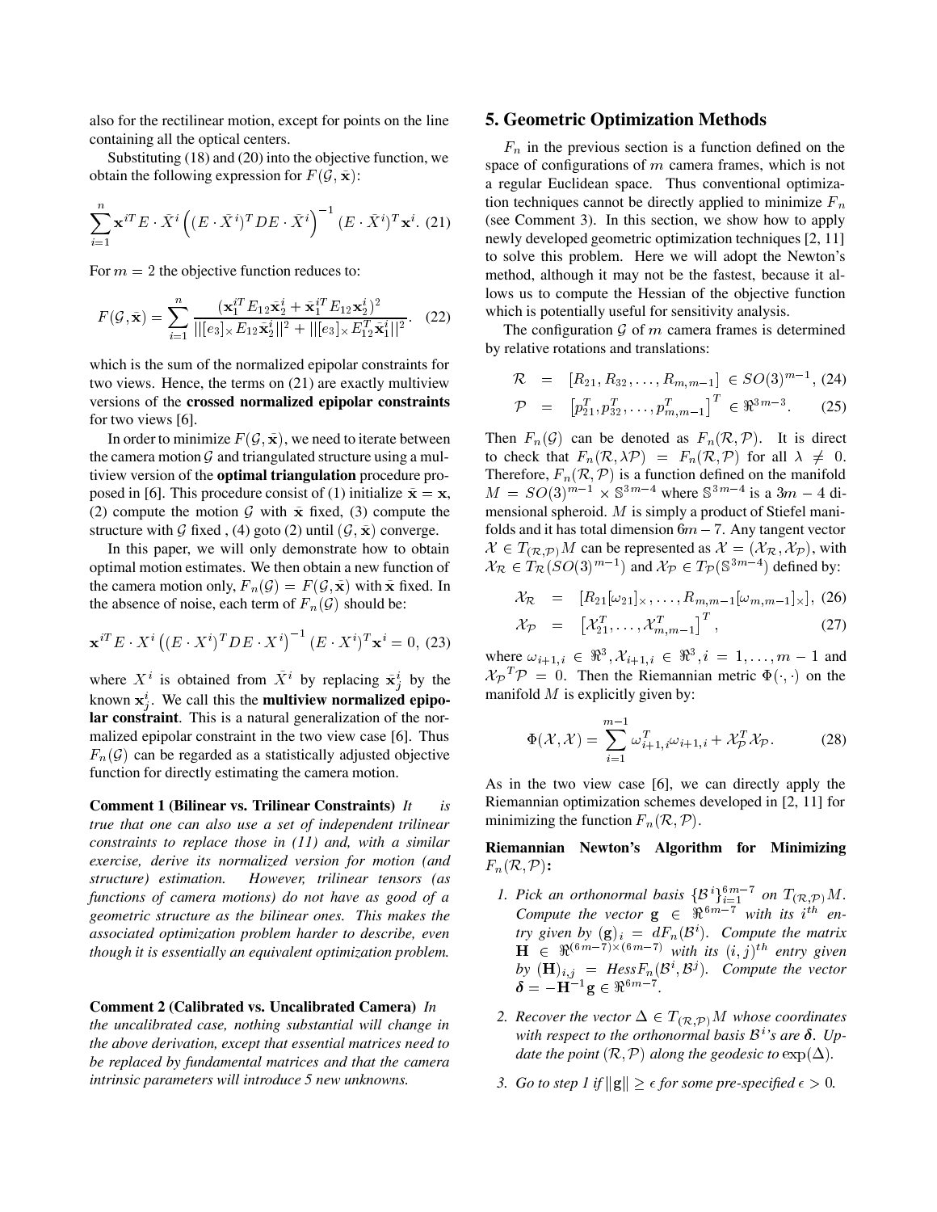also for the rectilinear motion, except for points on the line containing all the optical centers.

Substituting (18) and (20) into the objective function, we obtain the following expression for $F(\mathcal{G}, \bar{\mathbf{x}})$:

$$\sum_{i=1}^{n} \mathbf{x}^{iT} E \cdot \bar{X}^i \left( (E \cdot \bar{X}^i)^T D E \cdot \bar{X}^i \right)^{-1} (E \cdot \bar{X}^i)^T \mathbf{x}^i. \quad (21)$$

For $m = 2$ the objective function reduces to:

$$F(\mathcal{G}, \bar{\mathbf{x}}) = \sum_{i=1}^{n} \frac{(\mathbf{x}_1^{iT} E_{12} \bar{\mathbf{x}}_2^i + \bar{\mathbf{x}}_1^{iT} E_{12} \mathbf{x}_2^i)^2}{\|[e_3]_\times E_{12} \bar{\mathbf{x}}_2^i\|^2 + \|[e_3]_\times E_{12}^T \bar{\mathbf{x}}_1^i\|^2}. \quad (22)$$

which is the sum of the normalized epipolar constraints for two views. Hence, the terms on (21) are exactly multiview versions of the **crossed normalized epipolar constraints** for two views [6].

In order to minimize $F(\mathcal{G}, \bar{\mathbf{x}})$, we need to iterate between the camera motion $\mathcal{G}$ and triangulated structure using a multiview version of the **optimal triangulation** procedure proposed in [6]. This procedure consist of (1) initialize $\bar{\mathbf{x}} = \mathbf{x}$, (2) compute the motion $\mathcal{G}$ with $\bar{\mathbf{x}}$ fixed, (3) compute the structure with $\mathcal{G}$ fixed , (4) goto (2) until $(\mathcal{G}, \bar{\mathbf{x}})$ converge.

In this paper, we will only demonstrate how to obtain optimal motion estimates. We then obtain a new function of the camera motion only, $F_n(\mathcal{G}) = F(\mathcal{G}, \bar{\mathbf{x}})$ with $\bar{\mathbf{x}}$ fixed. In the absence of noise, each term of $F_n(\mathcal{G})$ should be:

$$\mathbf{x}^{iT} E \cdot X^i \left( (E \cdot X^i)^T D E \cdot X^i \right)^{-1} (E \cdot X^i)^T \mathbf{x}^i = 0, \quad (23)$$

where $X^i$ is obtained from $\bar{X}^i$ by replacing $\bar{\mathbf{x}}_j^i$ by the known $\mathbf{x}_j^i$. We call this the **multiview normalized epipolar constraint**. This is a natural generalization of the normalized epipolar constraint in the two view case [6]. Thus $F_n(\mathcal{G})$ can be regarded as a statistically adjusted objective function for directly estimating the camera motion.

**Comment 1 (Bilinear vs. Trilinear Constraints)** *It is true that one can also use a set of independent trilinear constraints to replace those in (11) and, with a similar exercise, derive its normalized version for motion (and structure) estimation. However, trilinear tensors (as functions of camera motions) do not have as good of a geometric structure as the bilinear ones. This makes the associated optimization problem harder to describe, even though it is essentially an equivalent optimization problem.*

**Comment 2 (Calibrated vs. Uncalibrated Camera)** *In the uncalibrated case, nothing substantial will change in the above derivation, except that essential matrices need to be replaced by fundamental matrices and that the camera intrinsic parameters will introduce 5 new unknowns.*

## 5. Geometric Optimization Methods

$F_n$ in the previous section is a function defined on the space of configurations of $m$ camera frames, which is not a regular Euclidean space. Thus conventional optimization techniques cannot be directly applied to minimize $F_n$ (see Comment 3). In this section, we show how to apply newly developed geometric optimization techniques [2, 11] to solve this problem. Here we will adopt the Newton's method, although it may not be the fastest, because it allows us to compute the Hessian of the objective function which is potentially useful for sensitivity analysis.

The configuration $\mathcal{G}$ of $m$ camera frames is determined by relative rotations and translations:

$$\mathcal{R} = [R_{21}, R_{32}, \ldots, R_{m,m-1}] \in SO(3)^{m-1}, \quad (24)$$

$$\mathcal{P} = \left[p_{21}^T, p_{32}^T, \ldots, p_{m,m-1}^T\right]^T \in \Re^{3m-3}. \quad (25)$$

Then $F_n(\mathcal{G})$ can be denoted as $F_n(\mathcal{R}, \mathcal{P})$. It is direct to check that $F_n(\mathcal{R}, \lambda\mathcal{P}) = F_n(\mathcal{R}, \mathcal{P})$ for all $\lambda \neq 0$. Therefore, $F_n(\mathcal{R}, \mathcal{P})$ is a function defined on the manifold $M = SO(3)^{m-1} \times \mathbb{S}^{3m-4}$ where $\mathbb{S}^{3m-4}$ is a $3m-4$ dimensional spheroid. $M$ is simply a product of Stiefel manifolds and it has total dimension $6m - 7$. Any tangent vector $\mathcal{X} \in T_{(\mathcal{R},\mathcal{P})}M$ can be represented as $\mathcal{X} = (\mathcal{X}_\mathcal{R}, \mathcal{X}_\mathcal{P})$, with $\mathcal{X}_\mathcal{R} \in T_\mathcal{R}(SO(3)^{m-1})$ and $\mathcal{X}_\mathcal{P} \in T_\mathcal{P}(\mathbb{S}^{3m-4})$ defined by:

$$\mathcal{X}_\mathcal{R} = [R_{21}[\omega_{21}]_\times, \ldots, R_{m,m-1}[\omega_{m,m-1}]_\times], \quad (26)$$

$$\mathcal{X}_\mathcal{P} = \left[\mathcal{X}_{21}^T, \ldots, \mathcal{X}_{m,m-1}^T\right]^T, \quad (27)$$

where $\omega_{i+1,i} \in \Re^3, \mathcal{X}_{i+1,i} \in \Re^3, i = 1, \ldots, m-1$ and ${\mathcal{X}_\mathcal{P}}^T \mathcal{P} = 0$. Then the Riemannian metric $\Phi(\cdot, \cdot)$ on the manifold $M$ is explicitly given by:

$$\Phi(\mathcal{X}, \mathcal{X}) = \sum_{i=1}^{m-1} \omega_{i+1,i}^T \omega_{i+1,i} + \mathcal{X}_\mathcal{P}^T \mathcal{X}_\mathcal{P}. \quad (28)$$

As in the two view case [6], we can directly apply the Riemannian optimization schemes developed in [2, 11] for minimizing the function $F_n(\mathcal{R}, \mathcal{P})$.

**Riemannian Newton's Algorithm for Minimizing $F_n(\mathcal{R}, \mathcal{P})$:**

1. *Pick an orthonormal basis $\{\mathcal{B}^i\}_{i=1}^{6m-7}$ on $T_{(\mathcal{R},\mathcal{P})}M$. Compute the vector $\mathbf{g} \in \Re^{6m-7}$ with its $i^{th}$ entry given by $(\mathbf{g})_i = dF_n(\mathcal{B}^i)$. Compute the matrix $\mathbf{H} \in \Re^{(6m-7)\times(6m-7)}$ with its $(i,j)^{th}$ entry given by $(\mathbf{H})_{i,j} = Hess F_n(\mathcal{B}^i, \mathcal{B}^j)$. Compute the vector $\boldsymbol{\delta} = -\mathbf{H}^{-1}\mathbf{g} \in \Re^{6m-7}$.*

2. *Recover the vector $\Delta \in T_{(\mathcal{R},\mathcal{P})}M$ whose coordinates with respect to the orthonormal basis $\mathcal{B}^i$'s are $\boldsymbol{\delta}$. Update the point $(\mathcal{R}, \mathcal{P})$ along the geodesic to $\exp(\Delta)$.*

3. *Go to step 1 if $\|\mathbf{g}\| \geq \epsilon$ for some pre-specified $\epsilon > 0$.*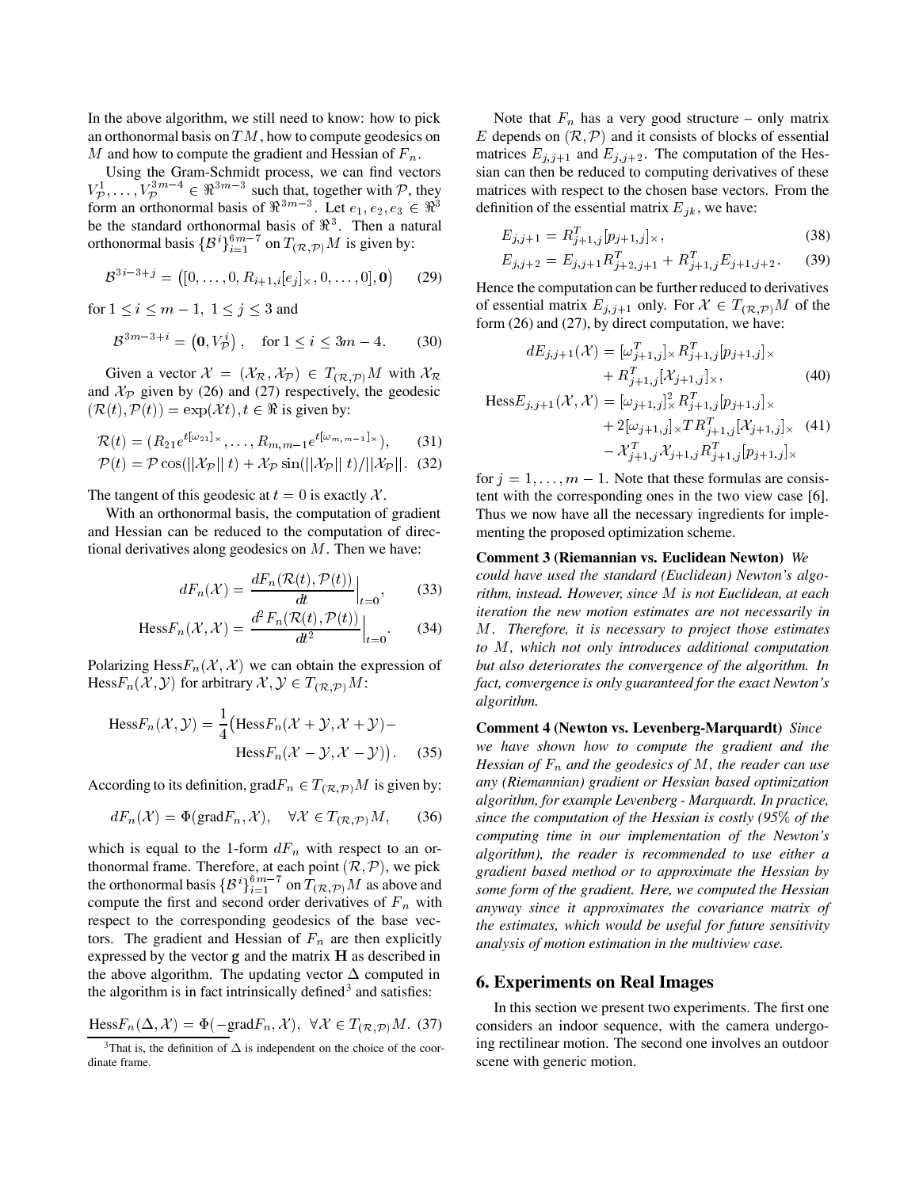In the above algorithm, we still need to know: how to pick an orthonormal basis on $TM$, how to compute geodesics on $M$ and how to compute the gradient and Hessian of $F_n$.

Using the Gram-Schmidt process, we can find vectors $V_{\mathcal{P}}^1, \ldots, V_{\mathcal{P}}^{3m-4} \in \Re^{3m-3}$ such that, together with $\mathcal{P}$, they form an orthonormal basis of $\Re^{3m-3}$. Let $e_1, e_2, e_3 \in \Re^3$ be the standard orthonormal basis of $\Re^3$. Then a natural orthonormal basis $\{\mathcal{B}^i\}_{i=1}^{6m-7}$ on $T_{(\mathcal{R},\mathcal{P})}M$ is given by:

$$\mathcal{B}^{3i-3+j} = \left([0, \ldots, 0, R_{i+1,i}[e_j]_\times, 0, \ldots, 0], \mathbf{0}\right) \quad (29)$$

for $1 \leq i \leq m-1$, $1 \leq j \leq 3$ and

$$\mathcal{B}^{3m-3+i} = \left(\mathbf{0}, V_{\mathcal{P}}^i\right), \quad \text{for } 1 \leq i \leq 3m-4. \quad (30)$$

Given a vector $\mathcal{X} = (\mathcal{X}_\mathcal{R}, \mathcal{X}_\mathcal{P}) \in T_{(\mathcal{R},\mathcal{P})}M$ with $\mathcal{X}_\mathcal{R}$ and $\mathcal{X}_\mathcal{P}$ given by (26) and (27) respectively, the geodesic $(\mathcal{R}(t), \mathcal{P}(t)) = \exp(\mathcal{X}t), t \in \Re$ is given by:

$$\mathcal{R}(t) = (R_{21}e^{t[\omega_{21}]_\times}, \ldots, R_{m,m-1}e^{t[\omega_{m,m-1}]_\times}), \quad (31)$$

$$\mathcal{P}(t) = \mathcal{P}\cos(\|\mathcal{X}_\mathcal{P}\|\, t) + \mathcal{X}_\mathcal{P}\sin(\|\mathcal{X}_\mathcal{P}\|\, t)/\|\mathcal{X}_\mathcal{P}\|. \quad (32)$$

The tangent of this geodesic at $t = 0$ is exactly $\mathcal{X}$.

With an orthonormal basis, the computation of gradient and Hessian can be reduced to the computation of directional derivatives along geodesics on $M$. Then we have:

$$dF_n(\mathcal{X}) = \frac{dF_n(\mathcal{R}(t), \mathcal{P}(t))}{dt}\Big|_{t=0}, \quad (33)$$

$$\text{Hess}F_n(\mathcal{X}, \mathcal{X}) = \frac{d^2 F_n(\mathcal{R}(t), \mathcal{P}(t))}{dt^2}\Big|_{t=0}. \quad (34)$$

Polarizing $\text{Hess}F_n(\mathcal{X}, \mathcal{X})$ we can obtain the expression of $\text{Hess}F_n(\mathcal{X}, \mathcal{Y})$ for arbitrary $\mathcal{X}, \mathcal{Y} \in T_{(\mathcal{R},\mathcal{P})}M$:

$$\text{Hess}F_n(\mathcal{X}, \mathcal{Y}) = \frac{1}{4}\big(\text{Hess}F_n(\mathcal{X}+\mathcal{Y}, \mathcal{X}+\mathcal{Y}) - \text{Hess}F_n(\mathcal{X}-\mathcal{Y}, \mathcal{X}-\mathcal{Y})\big). \quad (35)$$

According to its definition, $\text{grad}F_n \in T_{(\mathcal{R},\mathcal{P})}M$ is given by:

$$dF_n(\mathcal{X}) = \Phi(\text{grad}F_n, \mathcal{X}), \quad \forall \mathcal{X} \in T_{(\mathcal{R},\mathcal{P})}M, \quad (36)$$

which is equal to the 1-form $dF_n$ with respect to an orthonormal frame. Therefore, at each point $(\mathcal{R}, \mathcal{P})$, we pick the orthonormal basis $\{\mathcal{B}^i\}_{i=1}^{6m-7}$ on $T_{(\mathcal{R},\mathcal{P})}M$ as above and compute the first and second order derivatives of $F_n$ with respect to the corresponding geodesics of the base vectors. The gradient and Hessian of $F_n$ are then explicitly expressed by the vector $\mathbf{g}$ and the matrix $\mathbf{H}$ as described in the above algorithm. The updating vector $\Delta$ computed in the algorithm is in fact intrinsically defined[3] and satisfies:

$$\text{Hess}F_n(\Delta, \mathcal{X}) = \Phi(-\text{grad}F_n, \mathcal{X}), \ \forall \mathcal{X} \in T_{(\mathcal{R},\mathcal{P})}M. \ (37)$$

[3] That is, the definition of $\Delta$ is independent on the choice of the coordinate frame.

Note that $F_n$ has a very good structure – only matrix $E$ depends on $(\mathcal{R}, \mathcal{P})$ and it consists of blocks of essential matrices $E_{j,j+1}$ and $E_{j,j+2}$. The computation of the Hessian can then be reduced to computing derivatives of these matrices with respect to the chosen base vectors. From the definition of the essential matrix $E_{jk}$, we have:

$$E_{j,j+1} = R_{j+1,j}^T [p_{j+1,j}]_\times, \quad (38)$$

$$E_{j,j+2} = E_{j,j+1}R_{j+2,j+1}^T + R_{j+1,j}^T E_{j+1,j+2}. \quad (39)$$

Hence the computation can be further reduced to derivatives of essential matrix $E_{j,j+1}$ only. For $\mathcal{X} \in T_{(\mathcal{R},\mathcal{P})}M$ of the form (26) and (27), by direct computation, we have:

$$dE_{j,j+1}(\mathcal{X}) = [\omega_{j+1,j}^T]_\times R_{j+1,j}^T [p_{j+1,j}]_\times + R_{j+1,j}^T [\mathcal{X}_{j+1,j}]_\times, \quad (40)$$

$$\begin{aligned}\text{Hess}E_{j,j+1}(\mathcal{X}, \mathcal{X}) = {} & [\omega_{j+1,j}]_\times^2 R_{j+1,j}^T [p_{j+1,j}]_\times \\ & + 2[\omega_{j+1,j}]_\times T R_{j+1,j}^T [\mathcal{X}_{j+1,j}]_\times \\ & - \mathcal{X}_{j+1,j}^T \mathcal{X}_{j+1,j} R_{j+1,j}^T [p_{j+1,j}]_\times\end{aligned} \quad (41)$$

for $j = 1, \ldots, m-1$. Note that these formulas are consistent with the corresponding ones in the two view case [6]. Thus we now have all the necessary ingredients for implementing the proposed optimization scheme.

**Comment 3 (Riemannian vs. Euclidean Newton)** *We could have used the standard (Euclidean) Newton's algorithm, instead. However, since $M$ is not Euclidean, at each iteration the new motion estimates are not necessarily in $M$. Therefore, it is necessary to project those estimates to $M$, which not only introduces additional computation but also deteriorates the convergence of the algorithm. In fact, convergence is only guaranteed for the exact Newton's algorithm.*

**Comment 4 (Newton vs. Levenberg-Marquardt)** *Since we have shown how to compute the gradient and the Hessian of $F_n$ and the geodesics of $M$, the reader can use any (Riemannian) gradient or Hessian based optimization algorithm, for example Levenberg - Marquardt. In practice, since the computation of the Hessian is costly (95% of the computing time in our implementation of the Newton's algorithm), the reader is recommended to use either a gradient based method or to approximate the Hessian by some form of the gradient. Here, we computed the Hessian anyway since it approximates the covariance matrix of the estimates, which would be useful for future sensitivity analysis of motion estimation in the multiview case.*

## 6. Experiments on Real Images

In this section we present two experiments. The first one considers an indoor sequence, with the camera undergoing rectilinear motion. The second one involves an outdoor scene with generic motion.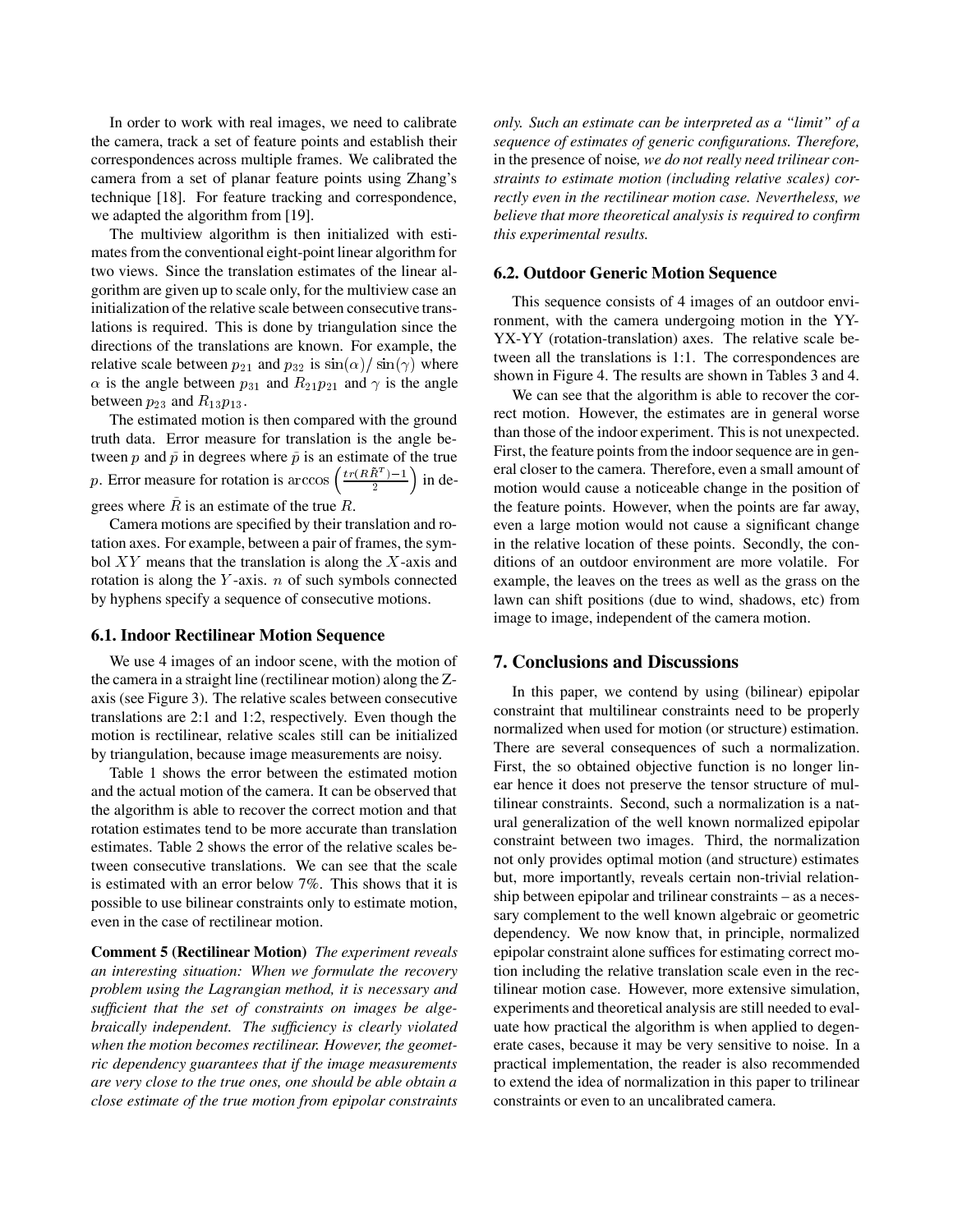In order to work with real images, we need to calibrate the camera, track a set of feature points and establish their correspondences across multiple frames. We calibrated the camera from a set of planar feature points using Zhang's technique [18]. For feature tracking and correspondence, we adapted the algorithm from [19].

The multiview algorithm is then initialized with estimates from the conventional eight-point linear algorithm for two views. Since the translation estimates of the linear algorithm are given up to scale only, for the multiview case an initialization of the relative scale between consecutive translations is required. This is done by triangulation since the directions of the translations are known. For example, the relative scale between $p_{21}$ and $p_{32}$ is $\sin(\alpha)/\sin(\gamma)$ where $\alpha$ is the angle between $p_{31}$ and $R_{21}p_{21}$ and $\gamma$ is the angle between $p_{23}$ and $R_{13}p_{13}$.

The estimated motion is then compared with the ground truth data. Error measure for translation is the angle between $p$ and $\tilde{p}$ in degrees where $\tilde{p}$ is an estimate of the true $p$. Error measure for rotation is $\arccos\left(\frac{tr(R\tilde{R}^T)-1}{2}\right)$ in degrees where $\tilde{R}$ is an estimate of the true $R$.

Camera motions are specified by their translation and rotation axes. For example, between a pair of frames, the symbol $XY$ means that the translation is along the $X$-axis and rotation is along the $Y$-axis. $n$ of such symbols connected by hyphens specify a sequence of consecutive motions.

### 6.1. Indoor Rectilinear Motion Sequence

We use 4 images of an indoor scene, with the motion of the camera in a straight line (rectilinear motion) along the Z-axis (see Figure 3). The relative scales between consecutive translations are 2:1 and 1:2, respectively. Even though the motion is rectilinear, relative scales still can be initialized by triangulation, because image measurements are noisy.

Table 1 shows the error between the estimated motion and the actual motion of the camera. It can be observed that the algorithm is able to recover the correct motion and that rotation estimates tend to be more accurate than translation estimates. Table 2 shows the error of the relative scales between consecutive translations. We can see that the scale is estimated with an error below 7%. This shows that it is possible to use bilinear constraints only to estimate motion, even in the case of rectilinear motion.

**Comment 5 (Rectilinear Motion)** *The experiment reveals an interesting situation: When we formulate the recovery problem using the Lagrangian method, it is necessary and sufficient that the set of constraints on images be algebraically independent. The sufficiency is clearly violated when the motion becomes rectilinear. However, the geometric dependency guarantees that if the image measurements are very close to the true ones, one should be able obtain a close estimate of the true motion from epipolar constraints only. Such an estimate can be interpreted as a "limit" of a sequence of estimates of generic configurations. Therefore,* in the presence of noise*, we do not really need trilinear constraints to estimate motion (including relative scales) correctly even in the rectilinear motion case. Nevertheless, we believe that more theoretical analysis is required to confirm this experimental results.*

### 6.2. Outdoor Generic Motion Sequence

This sequence consists of 4 images of an outdoor environment, with the camera undergoing motion in the YY-YX-YY (rotation-translation) axes. The relative scale between all the translations is 1:1. The correspondences are shown in Figure 4. The results are shown in Tables 3 and 4.

We can see that the algorithm is able to recover the correct motion. However, the estimates are in general worse than those of the indoor experiment. This is not unexpected. First, the feature points from the indoor sequence are in general closer to the camera. Therefore, even a small amount of motion would cause a noticeable change in the position of the feature points. However, when the points are far away, even a large motion would not cause a significant change in the relative location of these points. Secondly, the conditions of an outdoor environment are more volatile. For example, the leaves on the trees as well as the grass on the lawn can shift positions (due to wind, shadows, etc) from image to image, independent of the camera motion.

## 7. Conclusions and Discussions

In this paper, we contend by using (bilinear) epipolar constraint that multilinear constraints need to be properly normalized when used for motion (or structure) estimation. There are several consequences of such a normalization. First, the so obtained objective function is no longer linear hence it does not preserve the tensor structure of multilinear constraints. Second, such a normalization is a natural generalization of the well known normalized epipolar constraint between two images. Third, the normalization not only provides optimal motion (and structure) estimates but, more importantly, reveals certain non-trivial relationship between epipolar and trilinear constraints – as a necessary complement to the well known algebraic or geometric dependency. We now know that, in principle, normalized epipolar constraint alone suffices for estimating correct motion including the relative translation scale even in the rectilinear motion case. However, more extensive simulation, experiments and theoretical analysis are still needed to evaluate how practical the algorithm is when applied to degenerate cases, because it may be very sensitive to noise. In a practical implementation, the reader is also recommended to extend the idea of normalization in this paper to trilinear constraints or even to an uncalibrated camera.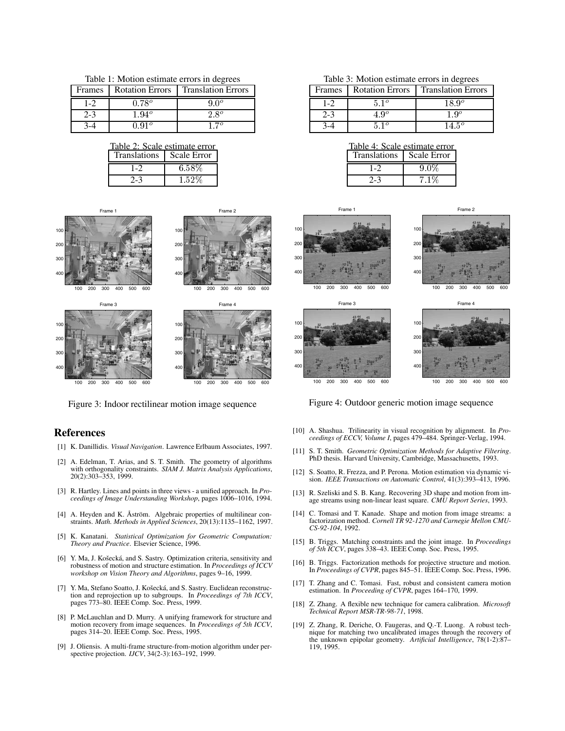Table 1: Motion estimate errors in degrees

| Frames | Rotation Errors | Translation Errors |
|---|---|---|
| 1-2 | $0.78^o$ | $9.0^o$ |
| 2-3 | $1.94^o$ | $2.8^o$ |
| 3-4 | $0.91^o$ | $1.7^o$ |

Table 2: Scale estimate error

| Translations | Scale Error |
|---|---|
| 1-2 | $6.58\%$ |
| 2-3 | $1.52\%$ |

Table 3: Motion estimate errors in degrees

| Frames | Rotation Errors | Translation Errors |
|---|---|---|
| 1-2 | $5.1^o$ | $18.9^o$ |
| 2-3 | $4.9^o$ | $1.9^o$ |
| 3-4 | $5.1^o$ | $14.5^o$ |

Table 4: Scale estimate error

| Translations | Scale Error |
|---|---|
| 1-2 | $9.0\%$ |
| 2-3 | $7.1\%$ |

Frame 1
Frame 2
Frame 3
Frame 4

Figure 3: Indoor rectilinear motion image sequence

Frame 1
Frame 2
Frame 3
Frame 4

Figure 4: Outdoor generic motion image sequence

## References

[1] K. Danillidis. *Visual Navigation*. Lawrence Erlbaum Associates, 1997.

[2] A. Edelman, T. Arias, and S. T. Smith. The geometry of algorithms with orthogonality constraints. *SIAM J. Matrix Analysis Applications*, 20(2):303–353, 1999.

[3] R. Hartley. Lines and points in three views - a unified approach. In *Proceedings of Image Understanding Workshop*, pages 1006–1016, 1994.

[4] A. Heyden and K. Åström. Algebraic properties of multilinear constraints. *Math. Methods in Applied Sciences*, 20(13):1135–1162, 1997.

[5] K. Kanatani. *Statistical Optimization for Geometric Computation: Theory and Practice*. Elsevier Science, 1996.

[6] Y. Ma, J. Košecká, and S. Sastry. Optimization criteria, sensitivity and robustness of motion and structure estimation. In *Proceedings of ICCV workshop on Vision Theory and Algorithms*, pages 9–16, 1999.

[7] Y. Ma, Stefano Soatto, J. Košecká, and S. Sastry. Euclidean reconstruction and reprojection up to subgroups. In *Proceedings of 7th ICCV*, pages 773–80. IEEE Comp. Soc. Press, 1999.

[8] P. McLauchlan and D. Murry. A unifying framework for structure and motion recovery from image sequences. In *Proceedings of 5th ICCV*, pages 314–20. IEEE Comp. Soc. Press, 1995.

[9] J. Oliensis. A multi-frame structure-from-motion algorithm under perspective projection. *IJCV*, 34(2-3):163–192, 1999.

[10] A. Shashua. Trilinearity in visual recognition by alignment. In *Proceedings of ECCV, Volume I*, pages 479–484. Springer-Verlag, 1994.

[11] S. T. Smith. *Geometric Optimization Methods for Adaptive Filtering*. PhD thesis. Harvard University, Cambridge, Massachusetts, 1993.

[12] S. Soatto, R. Frezza, and P. Perona. Motion estimation via dynamic vision. *IEEE Transactions on Automatic Control*, 41(3):393–413, 1996.

[13] R. Szeliski and S. B. Kang. Recovering 3D shape and motion from image streams using non-linear least square. *CMU Report Series*, 1993.

[14] C. Tomasi and T. Kanade. Shape and motion from image streams: a factorization method. *Cornell TR 92-1270 and Carnegie Mellon CMU-CS-92-104*, 1992.

[15] B. Triggs. Matching constraints and the joint image. In *Proceedings of 5th ICCV*, pages 338–43. IEEE Comp. Soc. Press, 1995.

[16] B. Triggs. Factorization methods for projective structure and motion. In *Proceedings of CVPR*, pages 845–51. IEEE Comp. Soc. Press, 1996.

[17] T. Zhang and C. Tomasi. Fast, robust and consistent camera motion estimation. In *Proceeding of CVPR*, pages 164–170, 1999.

[18] Z. Zhang. A flexible new technique for camera calibration. *Microsoft Technical Report MSR-TR-98-71*, 1998.

[19] Z. Zhang, R. Deriche, O. Faugeras, and Q.-T. Luong. A robust technique for matching two uncalibrated images through the recovery of the unknown epipolar geometry. *Artificial Intelligence*, 78(1-2):87–119, 1995.